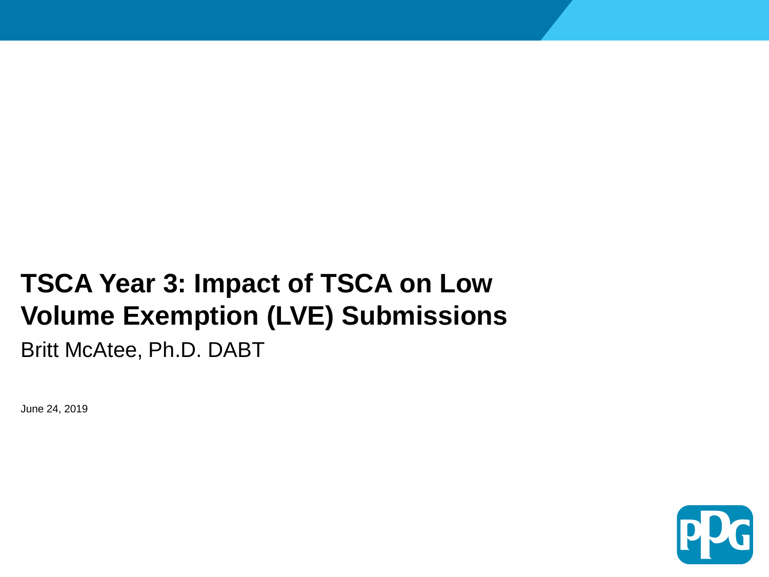# TSCA Year 3: Impact of TSCA on Low Volume Exemption (LVE) Submissions

Britt McAtee, Ph.D. DABT

June 24, 2019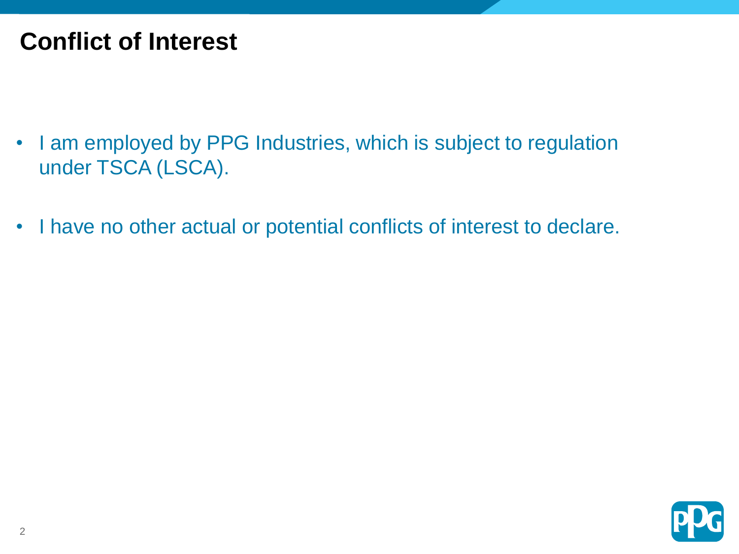# Conflict of Interest

- I am employed by PPG Industries, which is subject to regulation under TSCA (LSCA).
- I have no other actual or potential conflicts of interest to declare.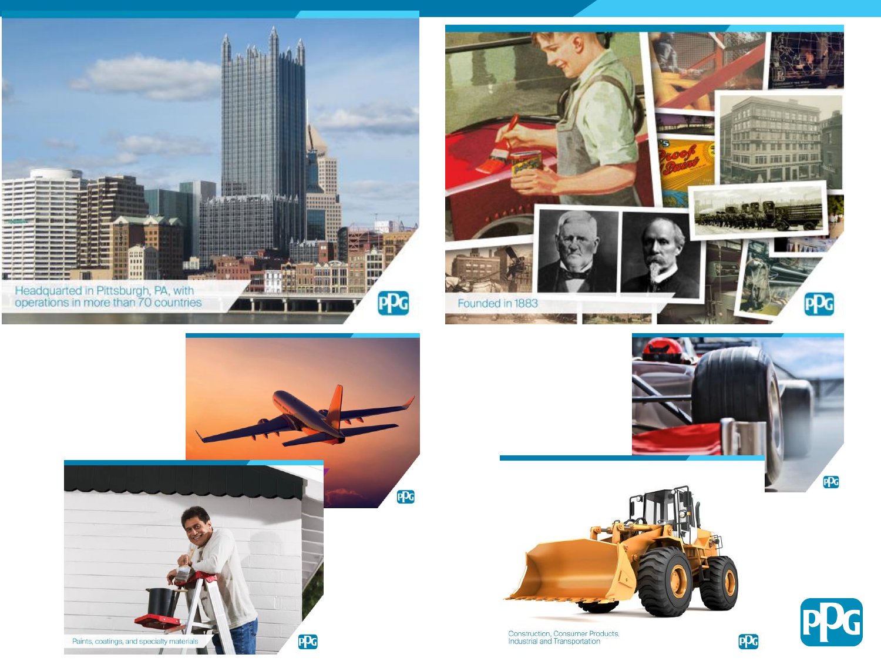Headquartered in Pittsburgh, PA, with operations in more than 70 countries

Founded in 1883

Paints, coatings, and specialty materials

Construction, Consumer Products, Industrial and Transportation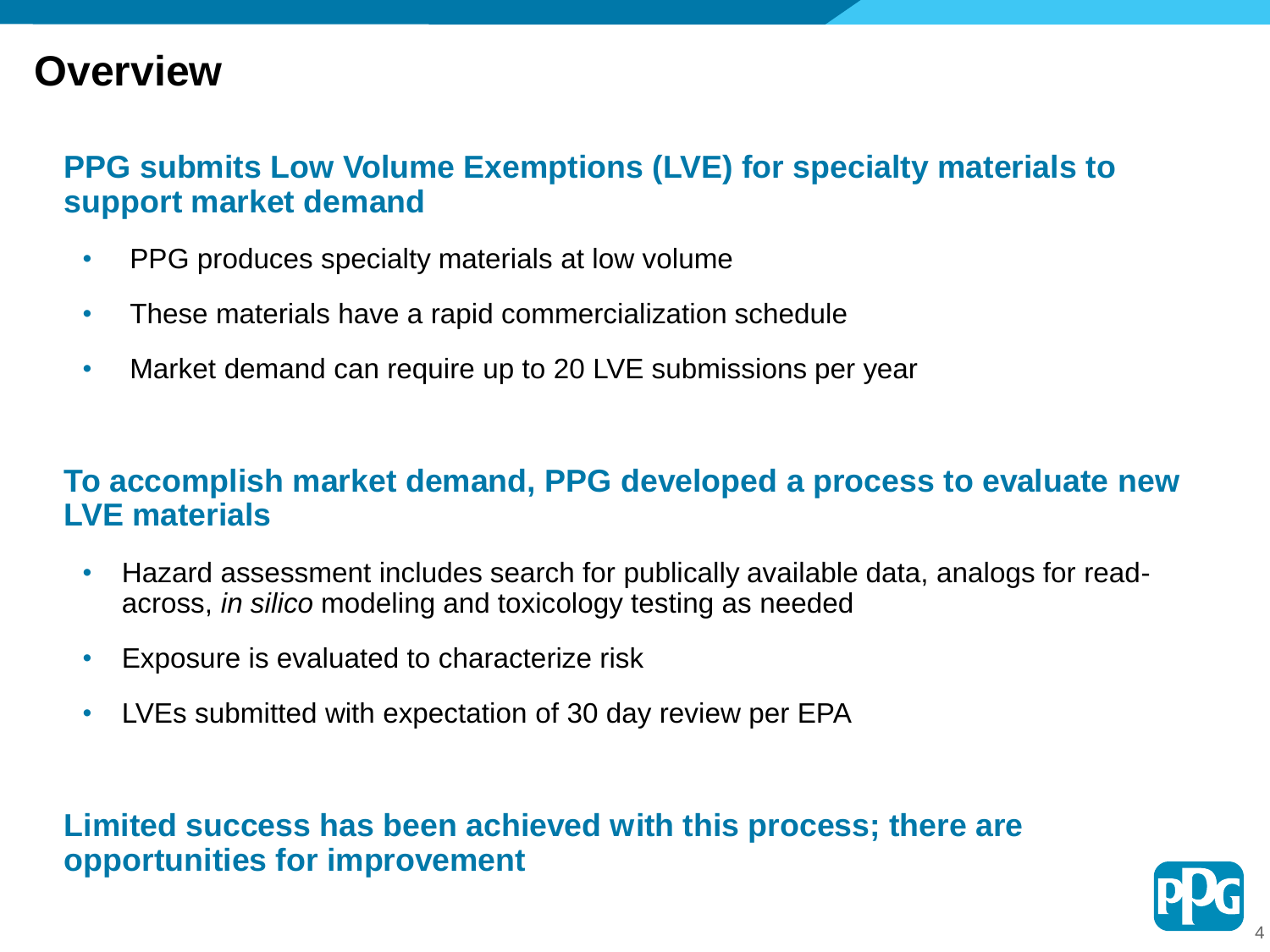# Overview

## PPG submits Low Volume Exemptions (LVE) for specialty materials to support market demand

- PPG produces specialty materials at low volume
- These materials have a rapid commercialization schedule
- Market demand can require up to 20 LVE submissions per year

## To accomplish market demand, PPG developed a process to evaluate new LVE materials

- Hazard assessment includes search for publically available data, analogs for read-across, *in silico* modeling and toxicology testing as needed
- Exposure is evaluated to characterize risk
- LVEs submitted with expectation of 30 day review per EPA

## Limited success has been achieved with this process; there are opportunities for improvement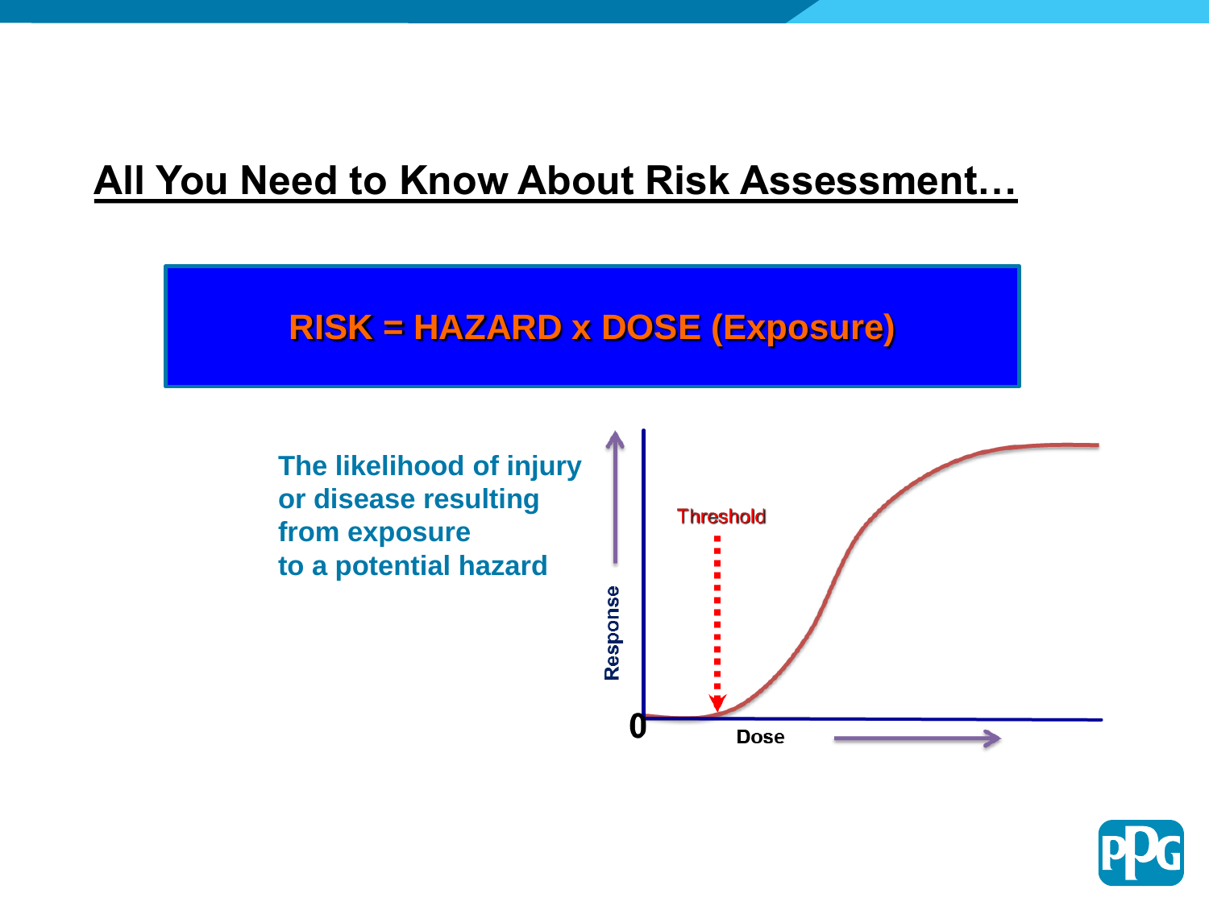# All You Need to Know About Risk Assessment…

**RISK = HAZARD x DOSE (Exposure)**

The likelihood of injury or disease resulting from exposure to a potential hazard

Threshold

Response

0

Dose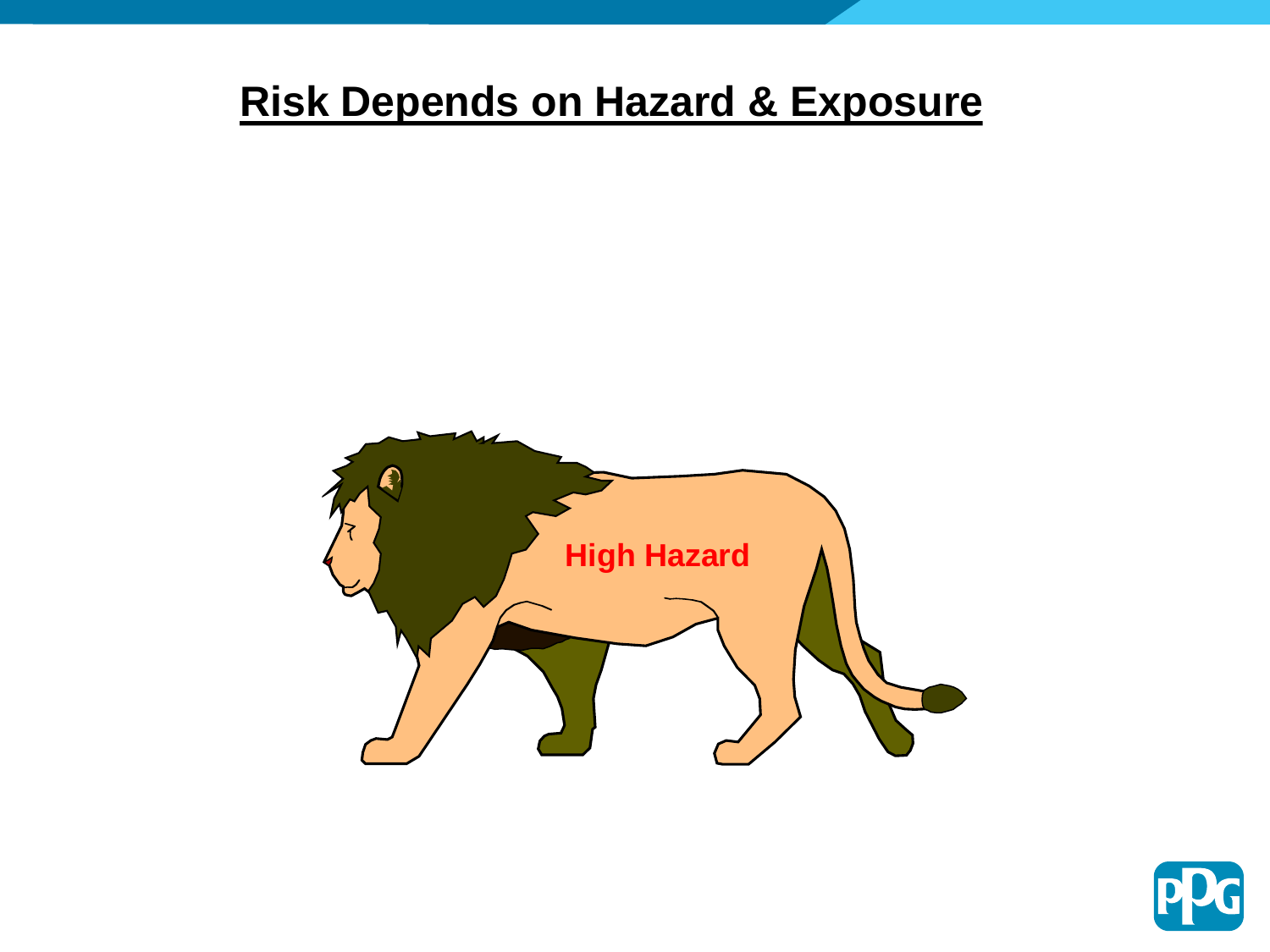# Risk Depends on Hazard & Exposure

High Hazard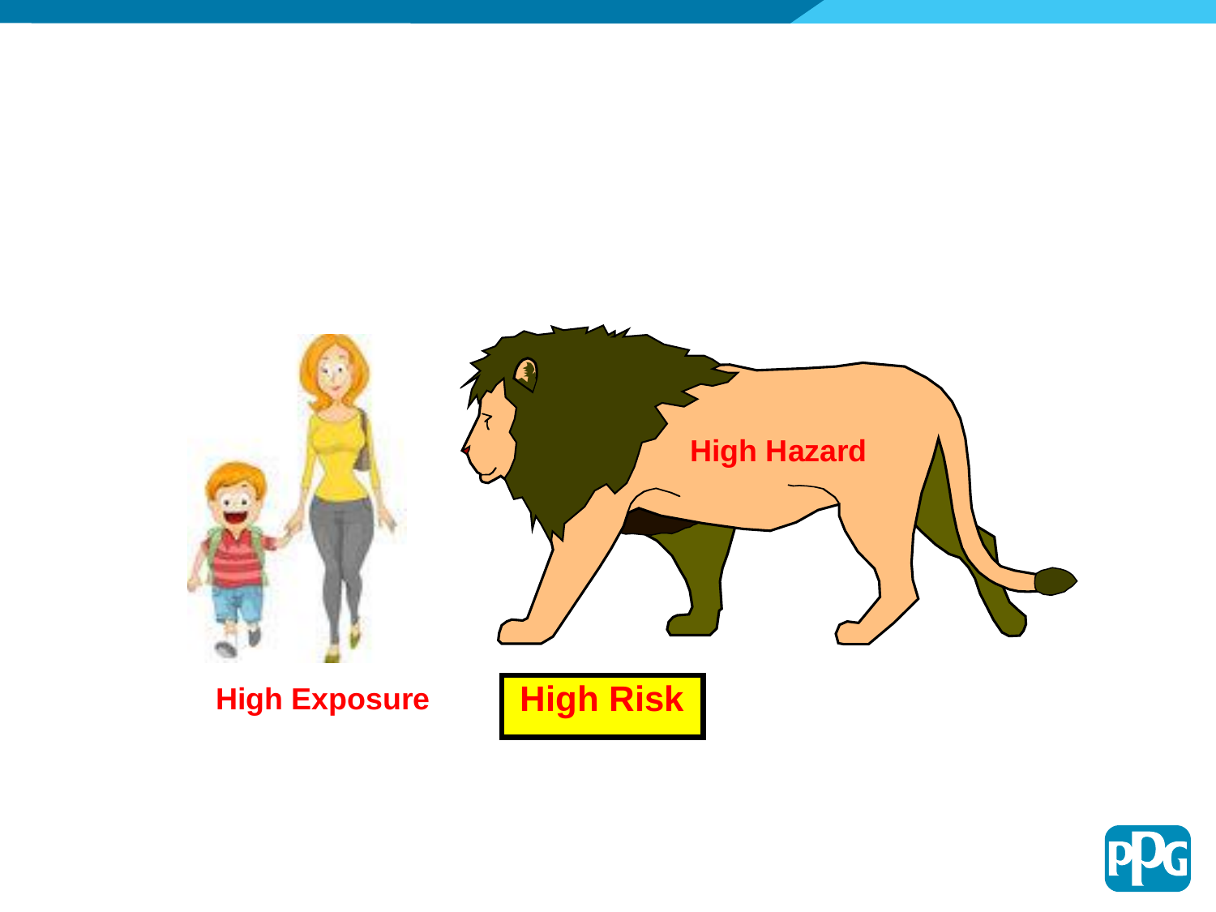High Hazard

High Exposure

**High Risk**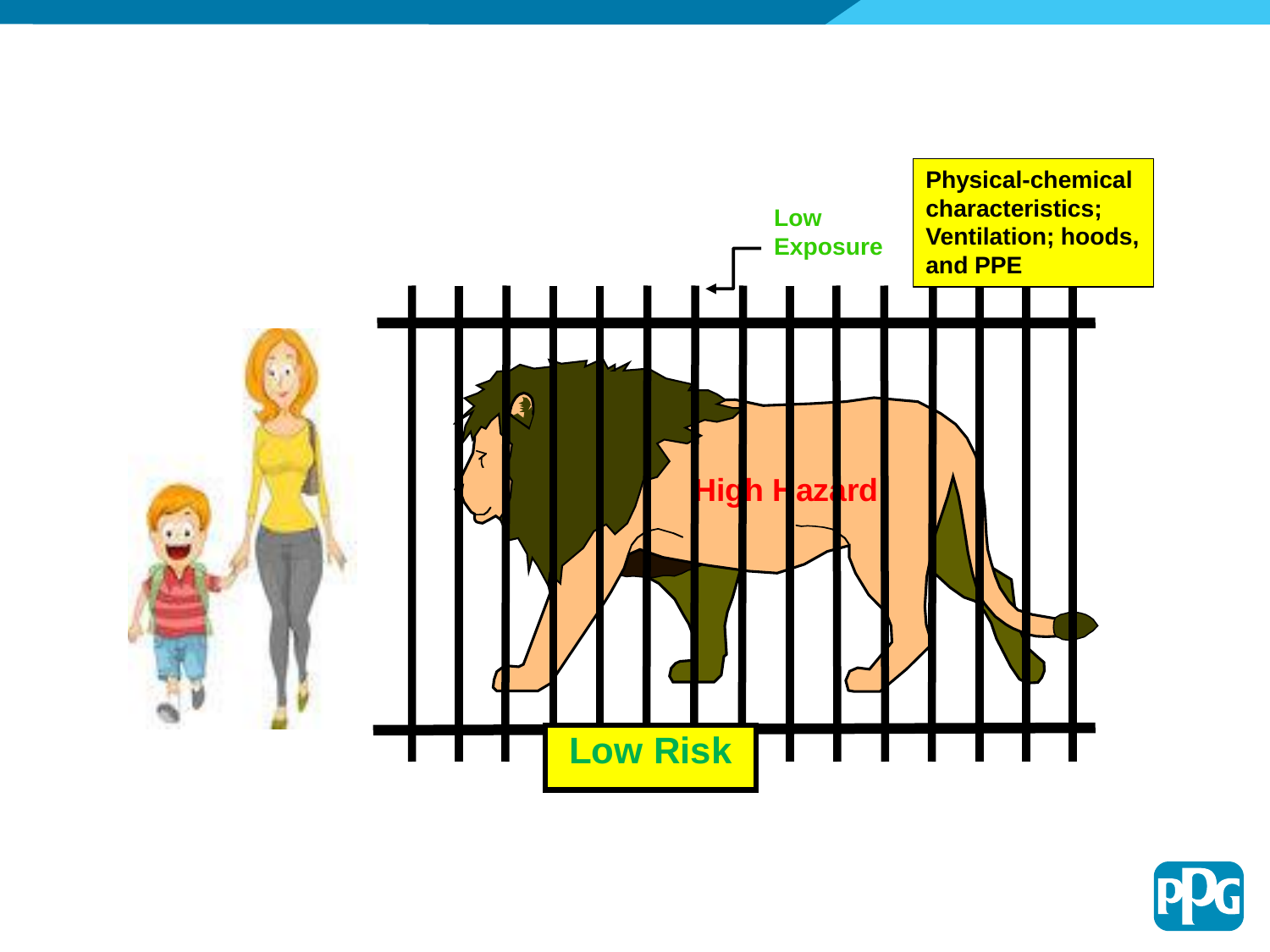Low Exposure

Physical-chemical characteristics; Ventilation; hoods, and PPE

High Hazard

Low Risk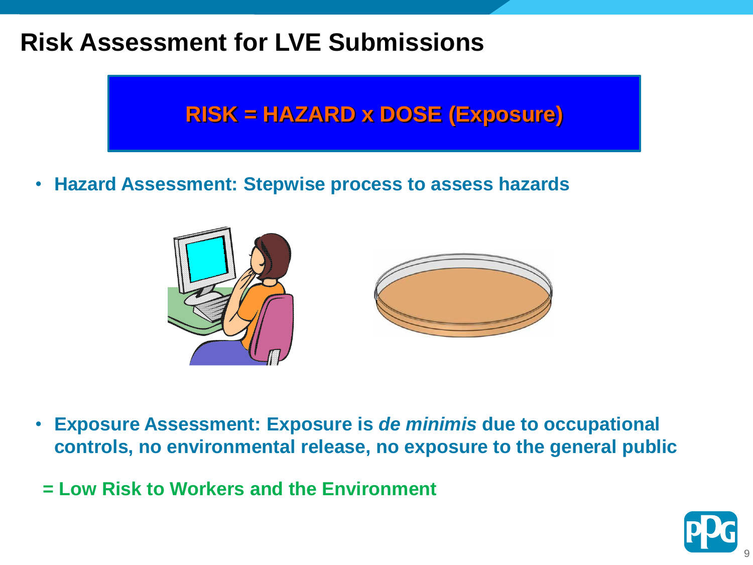# Risk Assessment for LVE Submissions

**RISK = HAZARD x DOSE (Exposure)**

- **Hazard Assessment: Stepwise process to assess hazards**

- **Exposure Assessment: Exposure is *de minimis* due to occupational controls, no environmental release, no exposure to the general public**

**= Low Risk to Workers and the Environment**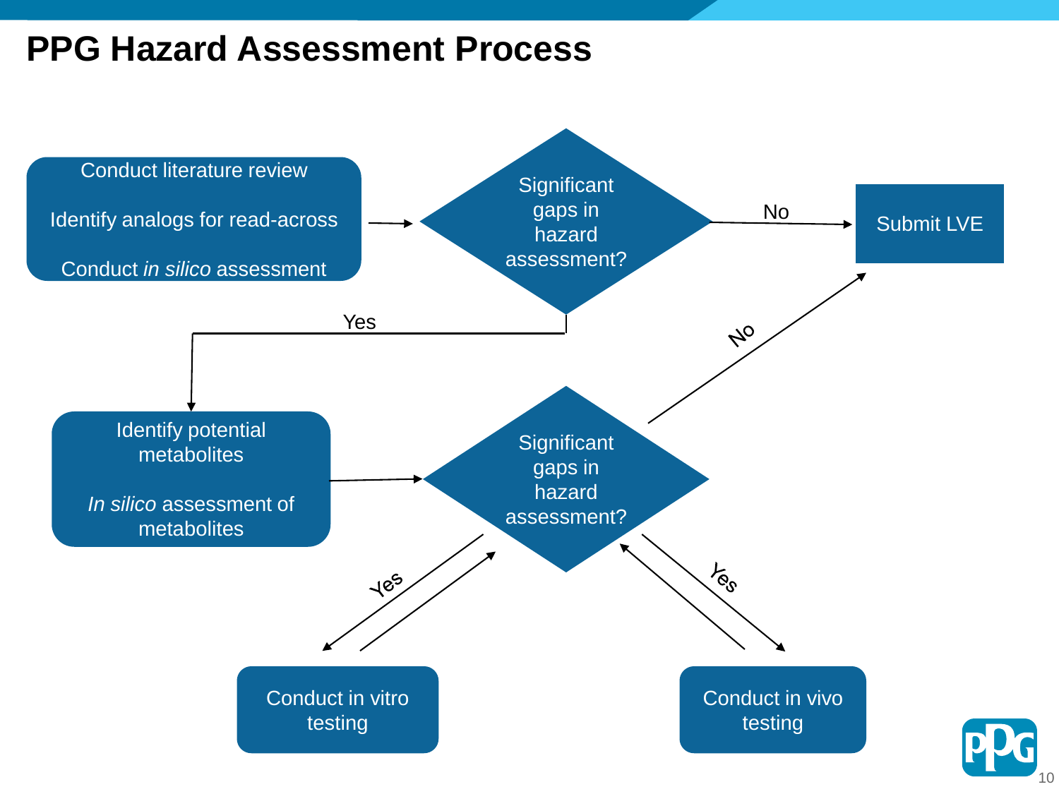# PPG Hazard Assessment Process

Conduct literature review

Identify analogs for read-across

Conduct *in silico* assessment

Significant gaps in hazard assessment?

No

Submit LVE

Yes

No

Identify potential metabolites

*In silico* assessment of metabolites

Significant gaps in hazard assessment?

Yes

Yes

Conduct in vitro testing

Conduct in vivo testing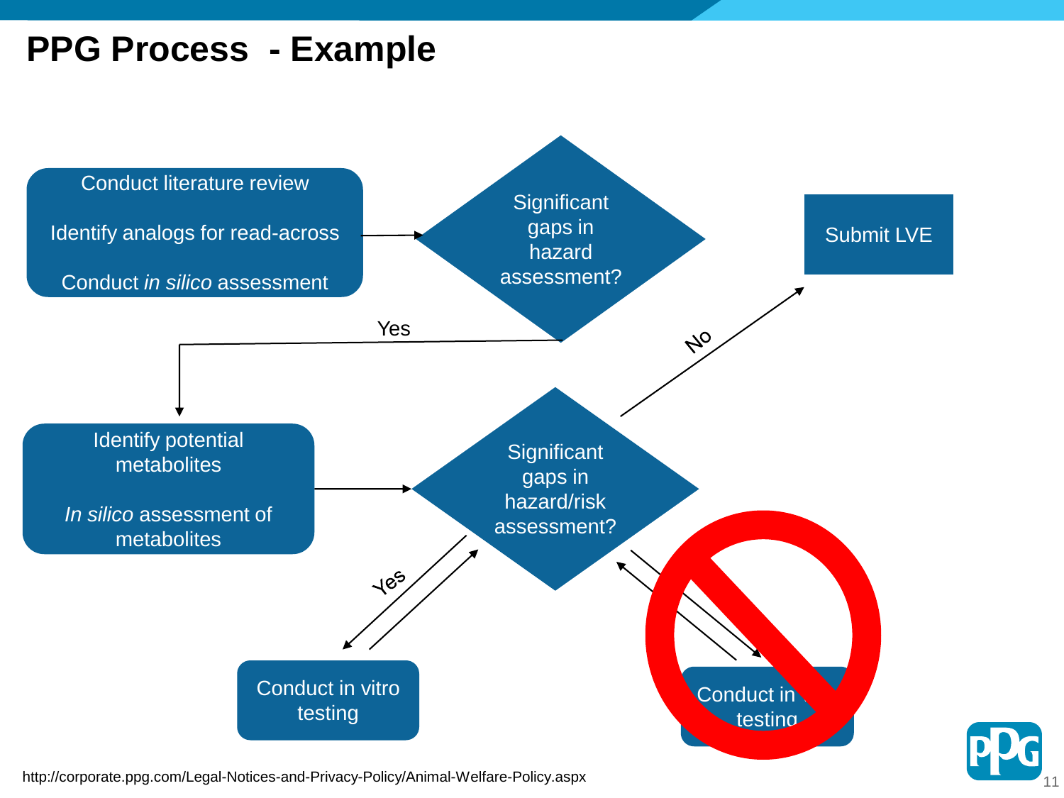# PPG Process - Example

Conduct literature review

Identify analogs for read-across

Conduct *in silico* assessment

Significant gaps in hazard assessment?

Yes

Submit LVE

No

Identify potential metabolites

*In silico* assessment of metabolites

Significant gaps in hazard/risk assessment?

Yes

Conduct in vitro testing

Conduct in testing

http://corporate.ppg.com/Legal-Notices-and-Privacy-Policy/Animal-Welfare-Policy.aspx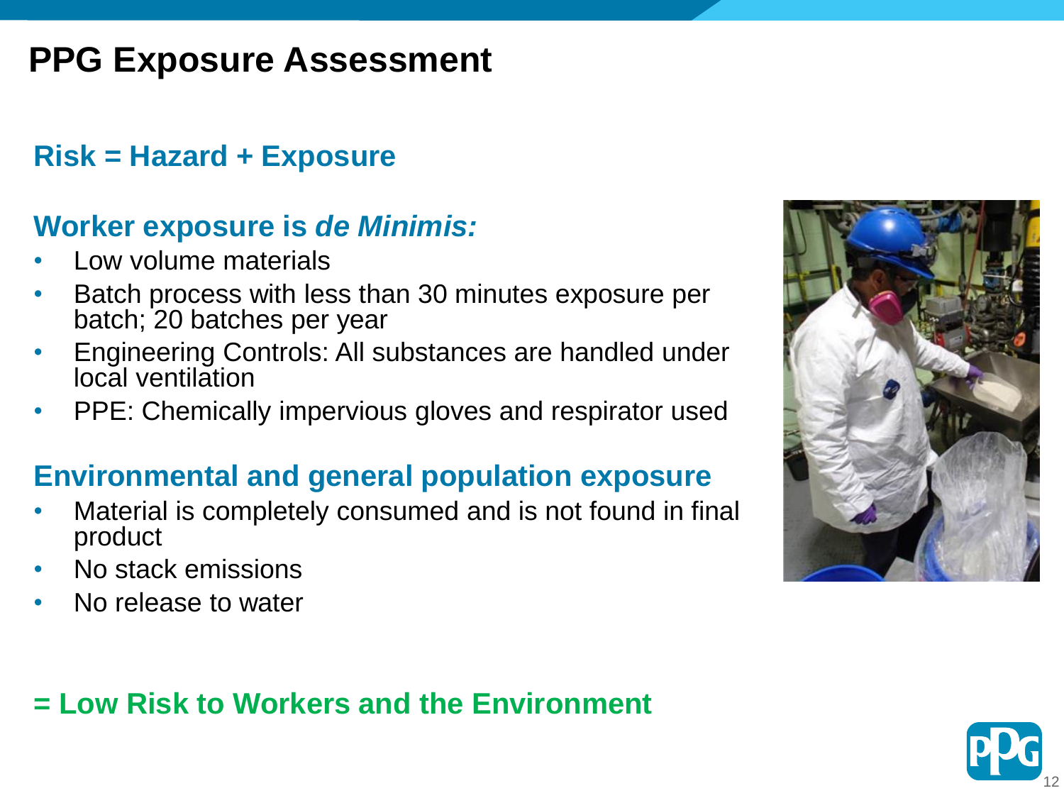# PPG Exposure Assessment

## Risk = Hazard + Exposure

## Worker exposure is *de Minimis:*

- Low volume materials
- Batch process with less than 30 minutes exposure per batch; 20 batches per year
- Engineering Controls: All substances are handled under local ventilation
- PPE: Chemically impervious gloves and respirator used

## Environmental and general population exposure

- Material is completely consumed and is not found in final product
- No stack emissions
- No release to water

**= Low Risk to Workers and the Environment**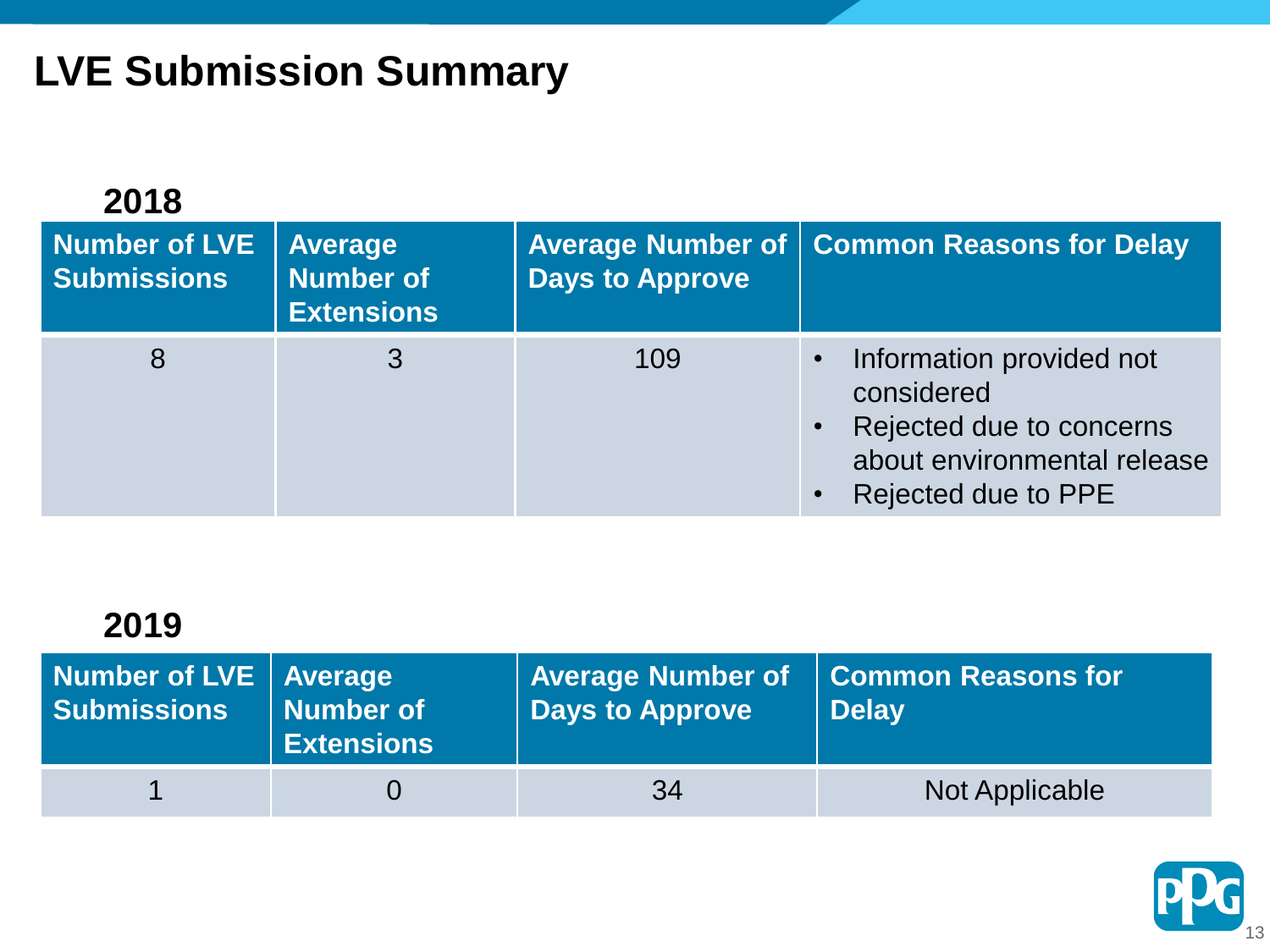# LVE Submission Summary

### 2018

| Number of LVE Submissions | Average Number of Extensions | Average Number of Days to Approve | Common Reasons for Delay |
|---|---|---|---|
| 8 | 3 | 109 | • Information provided not considered<br>• Rejected due to concerns about environmental release<br>• Rejected due to PPE |

### 2019

| Number of LVE Submissions | Average Number of Extensions | Average Number of Days to Approve | Common Reasons for Delay |
|---|---|---|---|
| 1 | 0 | 34 | Not Applicable |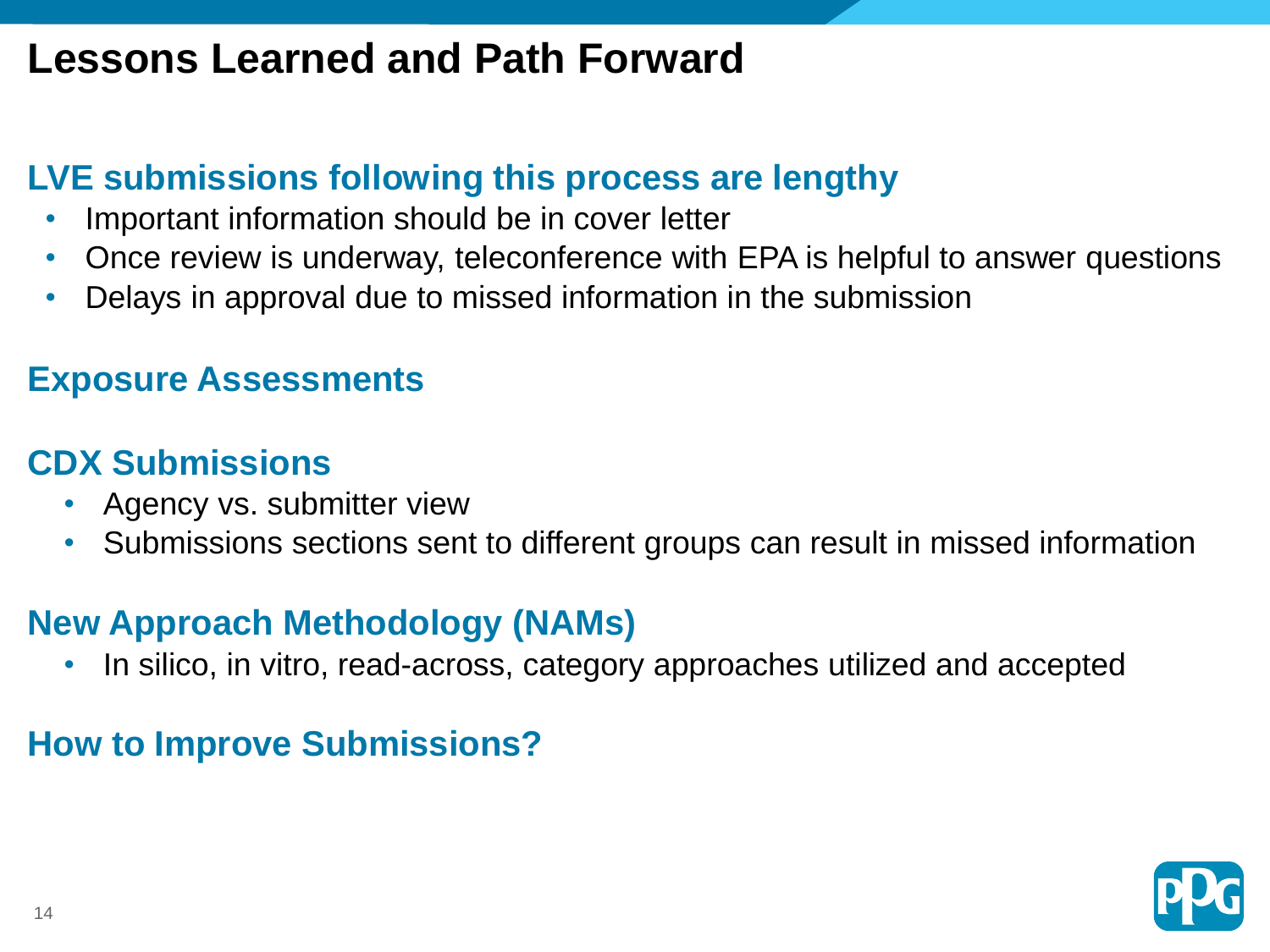# Lessons Learned and Path Forward

## LVE submissions following this process are lengthy

- Important information should be in cover letter
- Once review is underway, teleconference with EPA is helpful to answer questions
- Delays in approval due to missed information in the submission

## Exposure Assessments

## CDX Submissions

- Agency vs. submitter view
- Submissions sections sent to different groups can result in missed information

## New Approach Methodology (NAMs)

- In silico, in vitro, read-across, category approaches utilized and accepted

## How to Improve Submissions?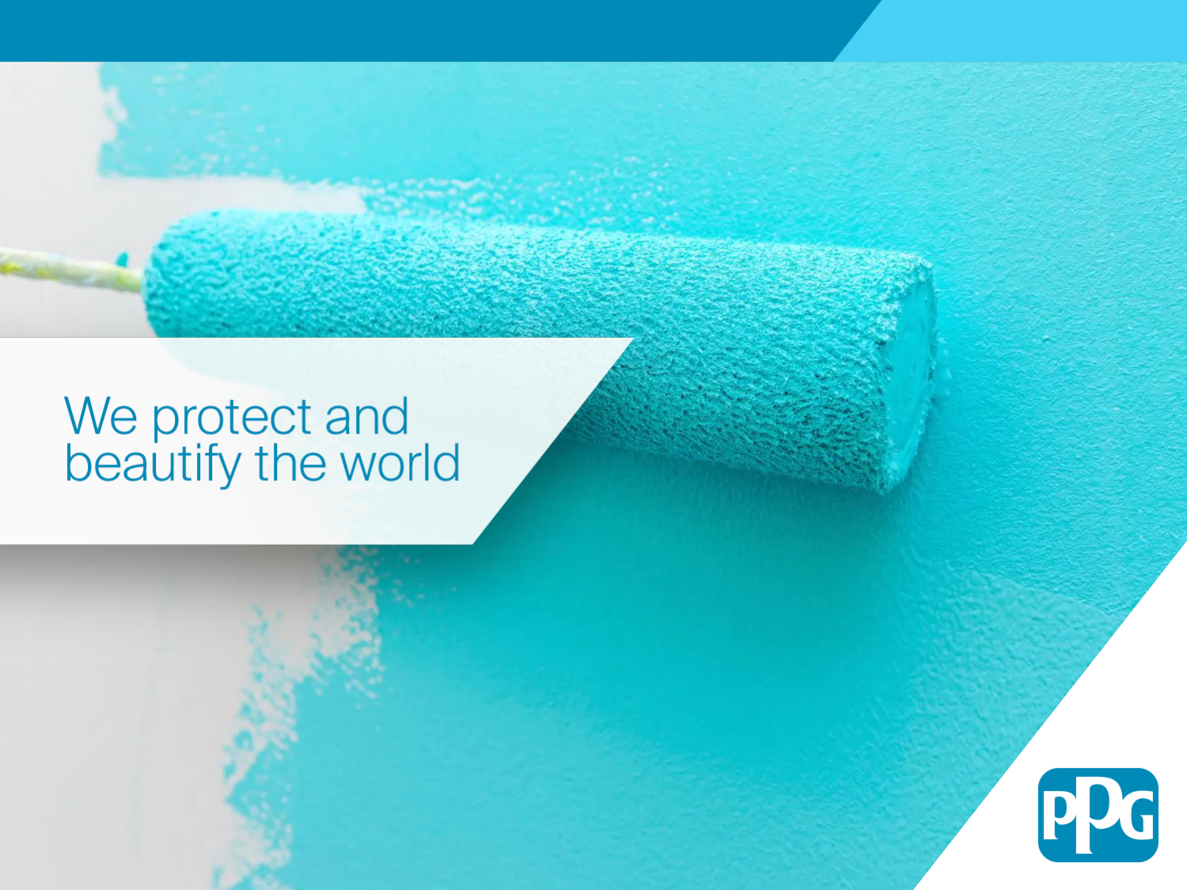We protect and beautify the world